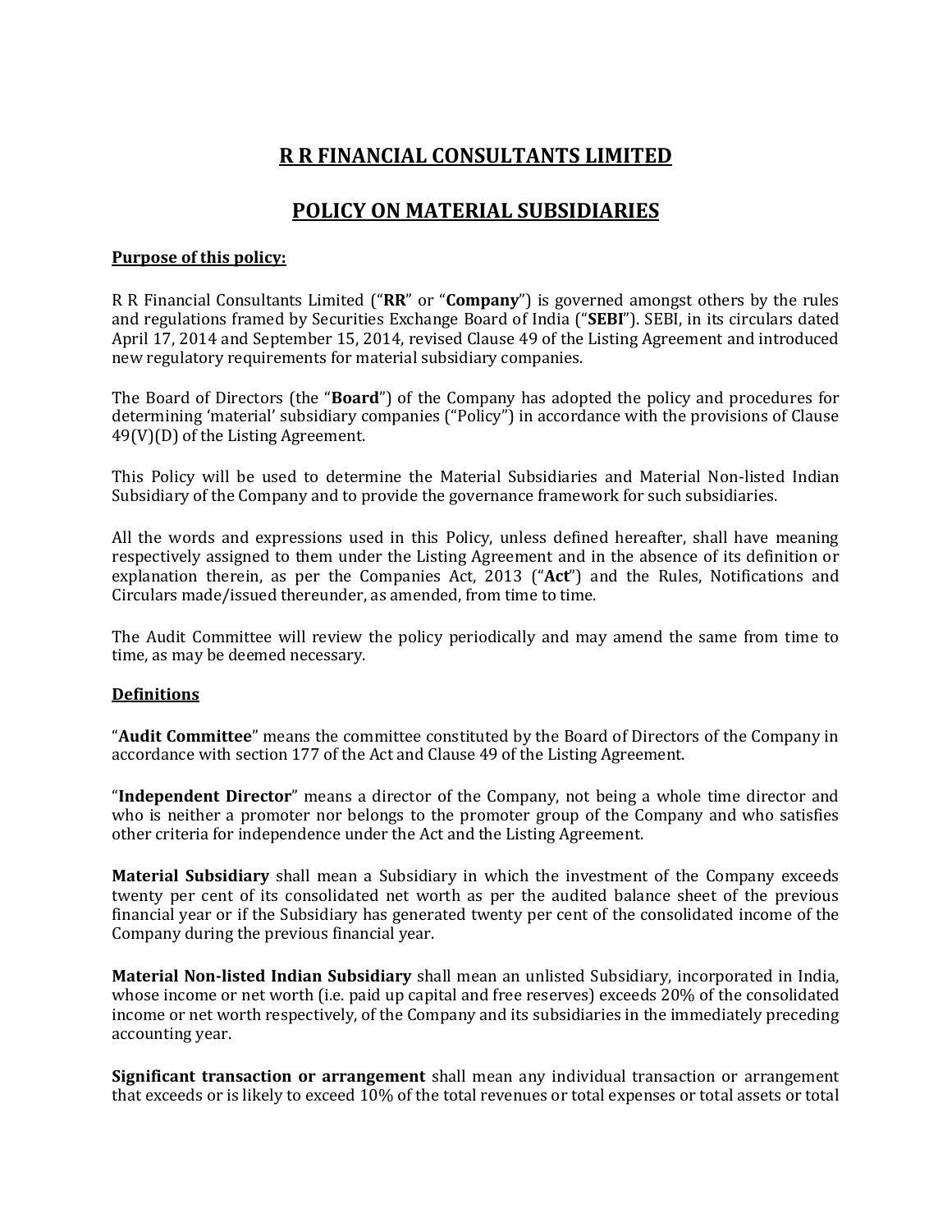# R R FINANCIAL CONSULTANTS LIMITED

## POLICY ON MATERIAL SUBSIDIARIES

**Purpose of this policy:**

R R Financial Consultants Limited ("**RR**" or "**Company**") is governed amongst others by the rules and regulations framed by Securities Exchange Board of India ("**SEBI**"). SEBI, in its circulars dated April 17, 2014 and September 15, 2014, revised Clause 49 of the Listing Agreement and introduced new regulatory requirements for material subsidiary companies.

The Board of Directors (the "**Board**") of the Company has adopted the policy and procedures for determining 'material' subsidiary companies ("Policy") in accordance with the provisions of Clause 49(V)(D) of the Listing Agreement.

This Policy will be used to determine the Material Subsidiaries and Material Non-listed Indian Subsidiary of the Company and to provide the governance framework for such subsidiaries.

All the words and expressions used in this Policy, unless defined hereafter, shall have meaning respectively assigned to them under the Listing Agreement and in the absence of its definition or explanation therein, as per the Companies Act, 2013 ("**Act**") and the Rules, Notifications and Circulars made/issued thereunder, as amended, from time to time.

The Audit Committee will review the policy periodically and may amend the same from time to time, as may be deemed necessary.

**Definitions**

"**Audit Committee**" means the committee constituted by the Board of Directors of the Company in accordance with section 177 of the Act and Clause 49 of the Listing Agreement.

"**Independent Director**" means a director of the Company, not being a whole time director and who is neither a promoter nor belongs to the promoter group of the Company and who satisfies other criteria for independence under the Act and the Listing Agreement.

**Material Subsidiary** shall mean a Subsidiary in which the investment of the Company exceeds twenty per cent of its consolidated net worth as per the audited balance sheet of the previous financial year or if the Subsidiary has generated twenty per cent of the consolidated income of the Company during the previous financial year.

**Material Non-listed Indian Subsidiary** shall mean an unlisted Subsidiary, incorporated in India, whose income or net worth (i.e. paid up capital and free reserves) exceeds 20% of the consolidated income or net worth respectively, of the Company and its subsidiaries in the immediately preceding accounting year.

**Significant transaction or arrangement** shall mean any individual transaction or arrangement that exceeds or is likely to exceed 10% of the total revenues or total expenses or total assets or total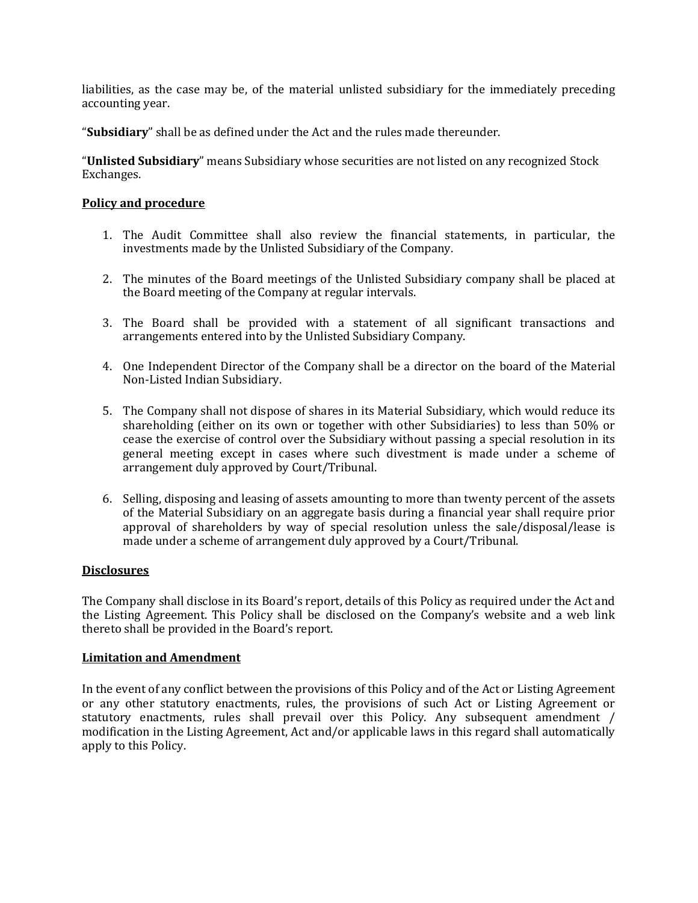liabilities, as the case may be, of the material unlisted subsidiary for the immediately preceding accounting year.

"**Subsidiary**" shall be as defined under the Act and the rules made thereunder.

"**Unlisted Subsidiary**" means Subsidiary whose securities are not listed on any recognized Stock Exchanges.

## Policy and procedure

1. The Audit Committee shall also review the financial statements, in particular, the investments made by the Unlisted Subsidiary of the Company.

2. The minutes of the Board meetings of the Unlisted Subsidiary company shall be placed at the Board meeting of the Company at regular intervals.

3. The Board shall be provided with a statement of all significant transactions and arrangements entered into by the Unlisted Subsidiary Company.

4. One Independent Director of the Company shall be a director on the board of the Material Non-Listed Indian Subsidiary.

5. The Company shall not dispose of shares in its Material Subsidiary, which would reduce its shareholding (either on its own or together with other Subsidiaries) to less than 50% or cease the exercise of control over the Subsidiary without passing a special resolution in its general meeting except in cases where such divestment is made under a scheme of arrangement duly approved by Court/Tribunal.

6. Selling, disposing and leasing of assets amounting to more than twenty percent of the assets of the Material Subsidiary on an aggregate basis during a financial year shall require prior approval of shareholders by way of special resolution unless the sale/disposal/lease is made under a scheme of arrangement duly approved by a Court/Tribunal.

## Disclosures

The Company shall disclose in its Board's report, details of this Policy as required under the Act and the Listing Agreement. This Policy shall be disclosed on the Company's website and a web link thereto shall be provided in the Board's report.

## Limitation and Amendment

In the event of any conflict between the provisions of this Policy and of the Act or Listing Agreement or any other statutory enactments, rules, the provisions of such Act or Listing Agreement or statutory enactments, rules shall prevail over this Policy. Any subsequent amendment / modification in the Listing Agreement, Act and/or applicable laws in this regard shall automatically apply to this Policy.